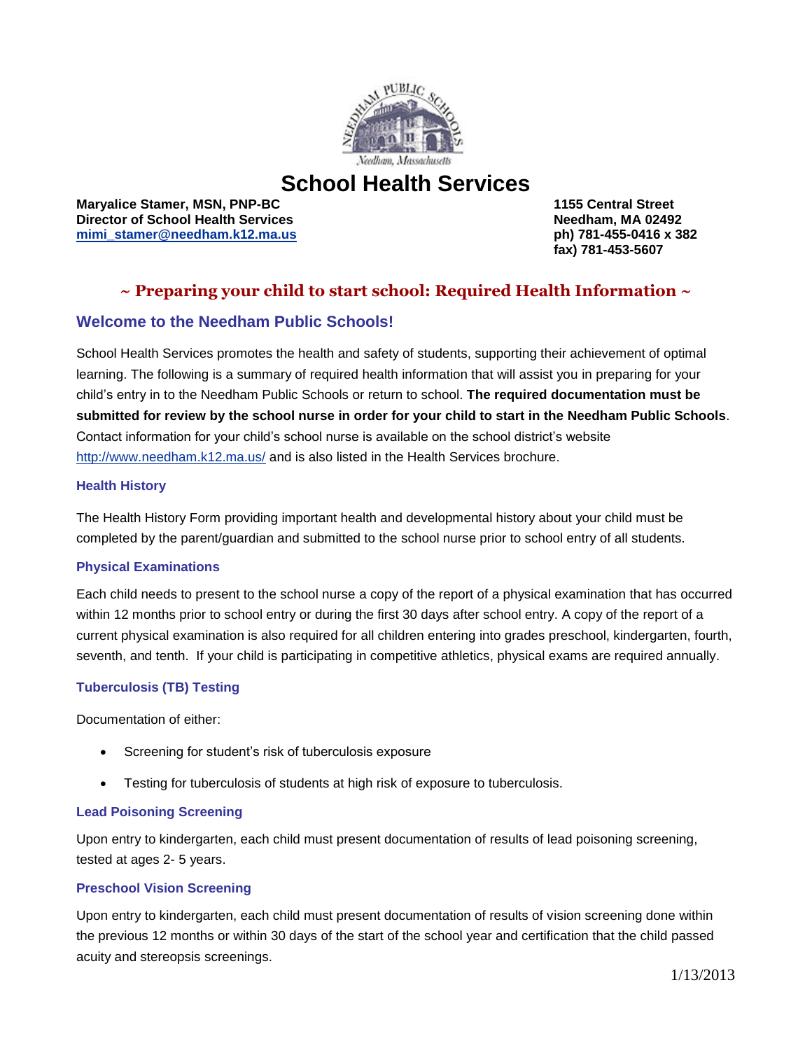# School Health Services

**Maryalice Stamer, MSN, PNP-BC**
**Director of School Health Services**
**[mimi_stamer@needham.k12.ma.us](mailto:mimi_stamer@needham.k12.ma.us)**

**1155 Central Street**
**Needham, MA 02492**
**ph) 781-455-0416 x 382**
**fax) 781-453-5607**

## ~ Preparing your child to start school: Required Health Information ~

### Welcome to the Needham Public Schools!

School Health Services promotes the health and safety of students, supporting their achievement of optimal learning. The following is a summary of required health information that will assist you in preparing for your child's entry in to the Needham Public Schools or return to school. **The required documentation must be submitted for review by the school nurse in order for your child to start in the Needham Public Schools**. Contact information for your child's school nurse is available on the school district's website http://www.needham.k12.ma.us/ and is also listed in the Health Services brochure.

#### Health History

The Health History Form providing important health and developmental history about your child must be completed by the parent/guardian and submitted to the school nurse prior to school entry of all students.

#### Physical Examinations

Each child needs to present to the school nurse a copy of the report of a physical examination that has occurred within 12 months prior to school entry or during the first 30 days after school entry. A copy of the report of a current physical examination is also required for all children entering into grades preschool, kindergarten, fourth, seventh, and tenth. If your child is participating in competitive athletics, physical exams are required annually.

#### Tuberculosis (TB) Testing

Documentation of either:

- Screening for student's risk of tuberculosis exposure
- Testing for tuberculosis of students at high risk of exposure to tuberculosis.

#### Lead Poisoning Screening

Upon entry to kindergarten, each child must present documentation of results of lead poisoning screening, tested at ages 2- 5 years.

#### Preschool Vision Screening

Upon entry to kindergarten, each child must present documentation of results of vision screening done within the previous 12 months or within 30 days of the start of the school year and certification that the child passed acuity and stereopsis screenings.

1/13/2013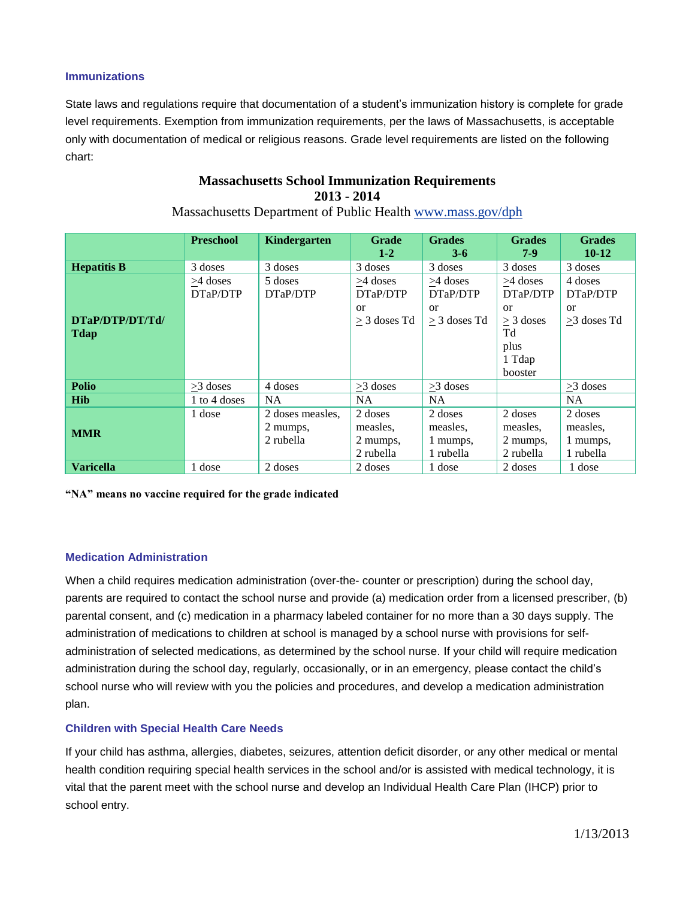## Immunizations

State laws and regulations require that documentation of a student's immunization history is complete for grade level requirements. Exemption from immunization requirements, per the laws of Massachusetts, is acceptable only with documentation of medical or religious reasons. Grade level requirements are listed on the following chart:

**Massachusetts School Immunization Requirements**
**2013 - 2014**
Massachusetts Department of Public Health www.mass.gov/dph

| | Preschool | Kindergarten | Grade 1-2 | Grades 3-6 | Grades 7-9 | Grades 10-12 |
|---|---|---|---|---|---|---|
| **Hepatitis B** | 3 doses | 3 doses | 3 doses | 3 doses | 3 doses | 3 doses |
| **DTaP/DTP/DT/Td/ Tdap** | $\geq$4 doses DTaP/DTP | 5 doses DTaP/DTP | $\geq$4 doses DTaP/DTP or $\geq$ 3 doses Td | $\geq$4 doses DTaP/DTP or $\geq$ 3 doses Td | $\geq$4 doses DTaP/DTP or $\geq$ 3 doses Td plus 1 Tdap booster | 4 doses DTaP/DTP or $\geq$3 doses Td |
| **Polio** | $\geq$3 doses | 4 doses | $\geq$3 doses | $\geq$3 doses | | $\geq$3 doses |
| **Hib** | 1 to 4 doses | NA | NA | NA | | NA |
| **MMR** | 1 dose | 2 doses measles, 2 mumps, 2 rubella | 2 doses measles, 2 mumps, 2 rubella | 2 doses measles, 1 mumps, 1 rubella | 2 doses measles, 2 mumps, 2 rubella | 2 doses measles, 1 mumps, 1 rubella |
| **Varicella** | 1 dose | 2 doses | 2 doses | 1 dose | 2 doses | 1 dose |

**"NA" means no vaccine required for the grade indicated**

## Medication Administration

When a child requires medication administration (over-the- counter or prescription) during the school day, parents are required to contact the school nurse and provide (a) medication order from a licensed prescriber, (b) parental consent, and (c) medication in a pharmacy labeled container for no more than a 30 days supply. The administration of medications to children at school is managed by a school nurse with provisions for self-administration of selected medications, as determined by the school nurse. If your child will require medication administration during the school day, regularly, occasionally, or in an emergency, please contact the child's school nurse who will review with you the policies and procedures, and develop a medication administration plan.

## Children with Special Health Care Needs

If your child has asthma, allergies, diabetes, seizures, attention deficit disorder, or any other medical or mental health condition requiring special health services in the school and/or is assisted with medical technology, it is vital that the parent meet with the school nurse and develop an Individual Health Care Plan (IHCP) prior to school entry.

1/13/2013